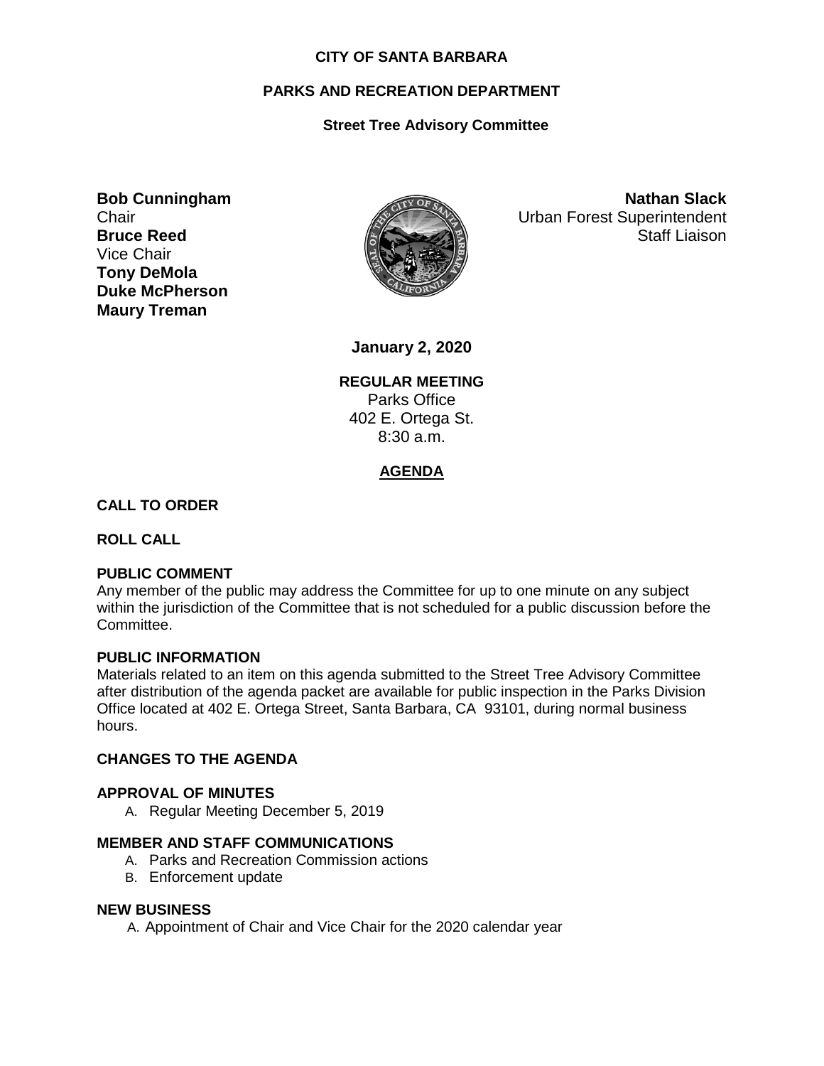**CITY OF SANTA BARBARA**

**PARKS AND RECREATION DEPARTMENT**

**Street Tree Advisory Committee**

**Bob Cunningham**
Chair
**Bruce Reed**
Vice Chair
**Tony DeMola**
**Duke McPherson**
**Maury Treman**

**Nathan Slack**
Urban Forest Superintendent
Staff Liaison

**January 2, 2020**

**REGULAR MEETING**
Parks Office
402 E. Ortega St.
8:30 a.m.

## AGENDA

### CALL TO ORDER

### ROLL CALL

### PUBLIC COMMENT

Any member of the public may address the Committee for up to one minute on any subject within the jurisdiction of the Committee that is not scheduled for a public discussion before the Committee.

### PUBLIC INFORMATION

Materials related to an item on this agenda submitted to the Street Tree Advisory Committee after distribution of the agenda packet are available for public inspection in the Parks Division Office located at 402 E. Ortega Street, Santa Barbara, CA 93101, during normal business hours.

### CHANGES TO THE AGENDA

### APPROVAL OF MINUTES

A. Regular Meeting December 5, 2019

### MEMBER AND STAFF COMMUNICATIONS

A. Parks and Recreation Commission actions
B. Enforcement update

### NEW BUSINESS

A. Appointment of Chair and Vice Chair for the 2020 calendar year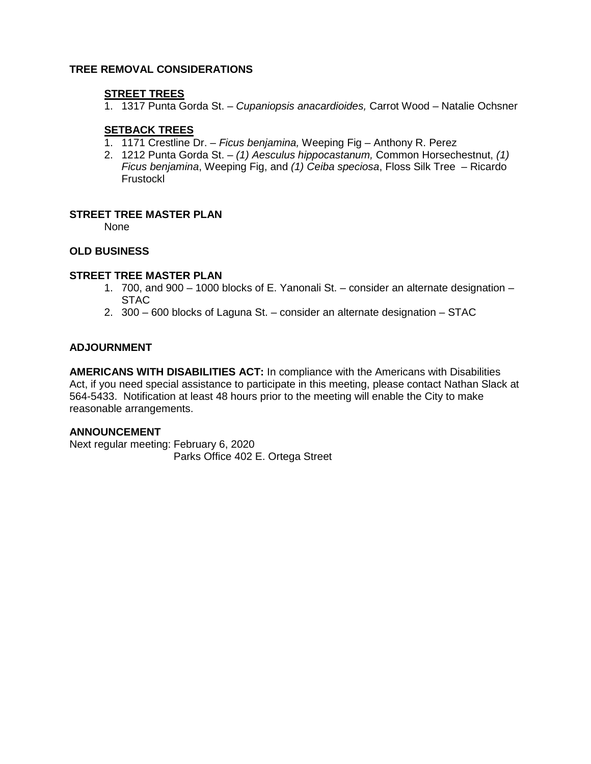**TREE REMOVAL CONSIDERATIONS**

**STREET TREES**

1. 1317 Punta Gorda St. – *Cupaniopsis anacardioides,* Carrot Wood – Natalie Ochsner

**SETBACK TREES**

1. 1171 Crestline Dr. – *Ficus benjamina,* Weeping Fig – Anthony R. Perez
2. 1212 Punta Gorda St. – *(1) Aesculus hippocastanum,* Common Horsechestnut, *(1) Ficus benjamina*, Weeping Fig, and *(1) Ceiba speciosa*, Floss Silk Tree – Ricardo Frustockl

**STREET TREE MASTER PLAN**

None

**OLD BUSINESS**

**STREET TREE MASTER PLAN**

1. 700, and 900 – 1000 blocks of E. Yanonali St. – consider an alternate designation – STAC
2. 300 – 600 blocks of Laguna St. – consider an alternate designation – STAC

**ADJOURNMENT**

**AMERICANS WITH DISABILITIES ACT:** In compliance with the Americans with Disabilities Act, if you need special assistance to participate in this meeting, please contact Nathan Slack at 564-5433. Notification at least 48 hours prior to the meeting will enable the City to make reasonable arrangements.

**ANNOUNCEMENT**

Next regular meeting: February 6, 2020
Parks Office 402 E. Ortega Street